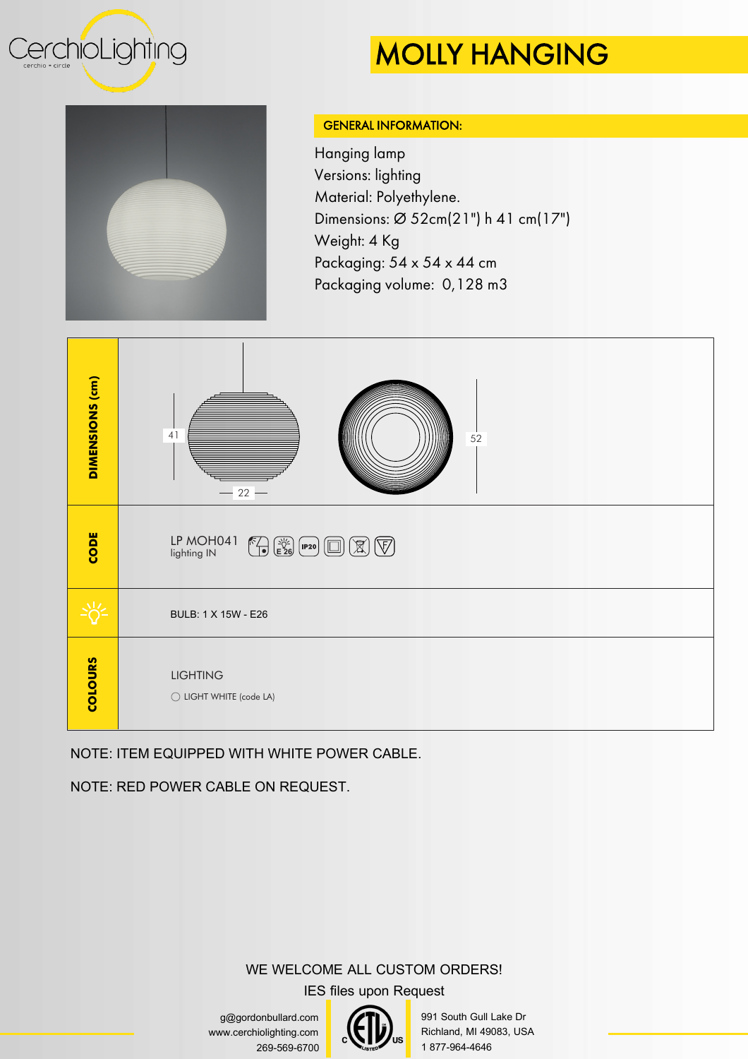CerchioLighting
cerchio = circle

# MOLLY HANGING

## GENERAL INFORMATION:

Hanging lamp
Versions: lighting
Material: Polyethylene.
Dimensions: Ø 52cm(21") h 41 cm(17")
Weight: 4 Kg
Packaging: 54 x 54 x 44 cm
Packaging volume: 0,128 m3

| | |
|---|---|
| DIMENSIONS (cm) | 41 / 22 / 52 |
| CODE | LP MOH041 lighting IN — E 26, IP20 |
| BULB | BULB: 1 X 15W - E26 |
| COLOURS | LIGHTING<br>◯ LIGHT WHITE (code LA) |

NOTE: ITEM EQUIPPED WITH WHITE POWER CABLE.

NOTE: RED POWER CABLE ON REQUEST.

WE WELCOME ALL CUSTOM ORDERS!

IES files upon Request

g@gordonbullard.com
www.cerchiolighting.com
269-569-6700

991 South Gull Lake Dr
Richland, MI 49083, USA
1 877-964-4646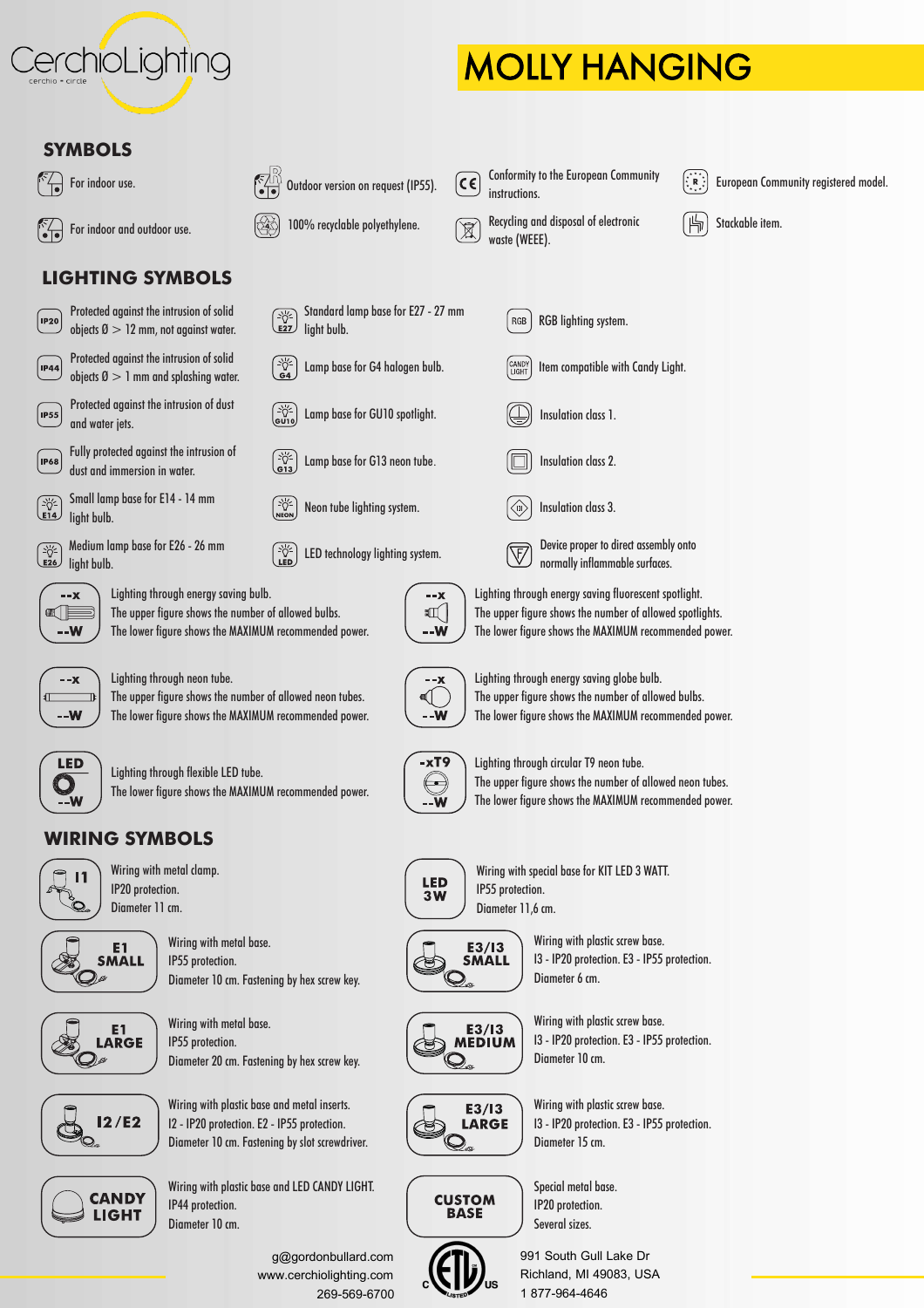CerchioLighting
cerchio + circle

# MOLLY HANGING

## SYMBOLS

For indoor use.

Outdoor version on request (IP55).

Conformity to the European Community instructions.

European Community registered model.

For indoor and outdoor use.

100% recyclable polyethylene.

Recycling and disposal of electronic waste (WEEE).

Stackable item.

## LIGHTING SYMBOLS

IP20 — Protected against the intrusion of solid objects Ø > 12 mm, not against water.

IP44 — Protected against the intrusion of solid objects Ø > 1 mm and splashing water.

IP55 — Protected against the intrusion of dust and water jets.

IP68 — Fully protected against the intrusion of dust and immersion in water.

E14 — Small lamp base for E14 - 14 mm light bulb.

E26 — Medium lamp base for E26 - 26 mm light bulb.

E27 — Standard lamp base for E27 - 27 mm light bulb.

G4 — Lamp base for G4 halogen bulb.

GU10 — Lamp base for GU10 spotlight.

G13 — Lamp base for G13 neon tube.

NEON — Neon tube lighting system.

LED — LED technology lighting system.

RGB — RGB lighting system.

CANDY LIGHT — Item compatible with Candy Light.

Insulation class 1.

Insulation class 2.

Insulation class 3.

Device proper to direct assembly onto normally inflammable surfaces.

--x / --W — Lighting through energy saving bulb. The upper figure shows the number of allowed bulbs. The lower figure shows the MAXIMUM recommended power.

--x / --W — Lighting through energy saving fluorescent spotlight. The upper figure shows the number of allowed spotlights. The lower figure shows the MAXIMUM recommended power.

--x / --W — Lighting through neon tube. The upper figure shows the number of allowed neon tubes. The lower figure shows the MAXIMUM recommended power.

--x / --W — Lighting through energy saving globe bulb. The upper figure shows the number of allowed bulbs. The lower figure shows the MAXIMUM recommended power.

LED / --W — Lighting through flexible LED tube. The lower figure shows the MAXIMUM recommended power.

-xT9 / --W — Lighting through circular T9 neon tube. The upper figure shows the number of allowed neon tubes. The lower figure shows the MAXIMUM recommended power.

## WIRING SYMBOLS

I1 — Wiring with metal clamp. IP20 protection. Diameter 11 cm.

LED 3W — Wiring with special base for KIT LED 3 WATT. IP55 protection. Diameter 11,6 cm.

E1 SMALL — Wiring with metal base. IP55 protection. Diameter 10 cm. Fastening by hex screw key.

E3/I3 SMALL — Wiring with plastic screw base. I3 - IP20 protection. E3 - IP55 protection. Diameter 6 cm.

E1 LARGE — Wiring with metal base. IP55 protection. Diameter 20 cm. Fastening by hex screw key.

E3/I3 MEDIUM — Wiring with plastic screw base. I3 - IP20 protection. E3 - IP55 protection. Diameter 10 cm.

I2/E2 — Wiring with plastic base and metal inserts. I2 - IP20 protection. E2 - IP55 protection. Diameter 10 cm. Fastening by slot screwdriver.

E3/I3 LARGE — Wiring with plastic screw base. I3 - IP20 protection. E3 - IP55 protection. Diameter 15 cm.

CANDY LIGHT — Wiring with plastic base and LED CANDY LIGHT. IP44 protection. Diameter 10 cm.

CUSTOM BASE — Special metal base. IP20 protection. Several sizes.

g@gordonbullard.com
www.cerchiolighting.com
269-569-6700

991 South Gull Lake Dr
Richland, MI 49083, USA
1 877-964-4646